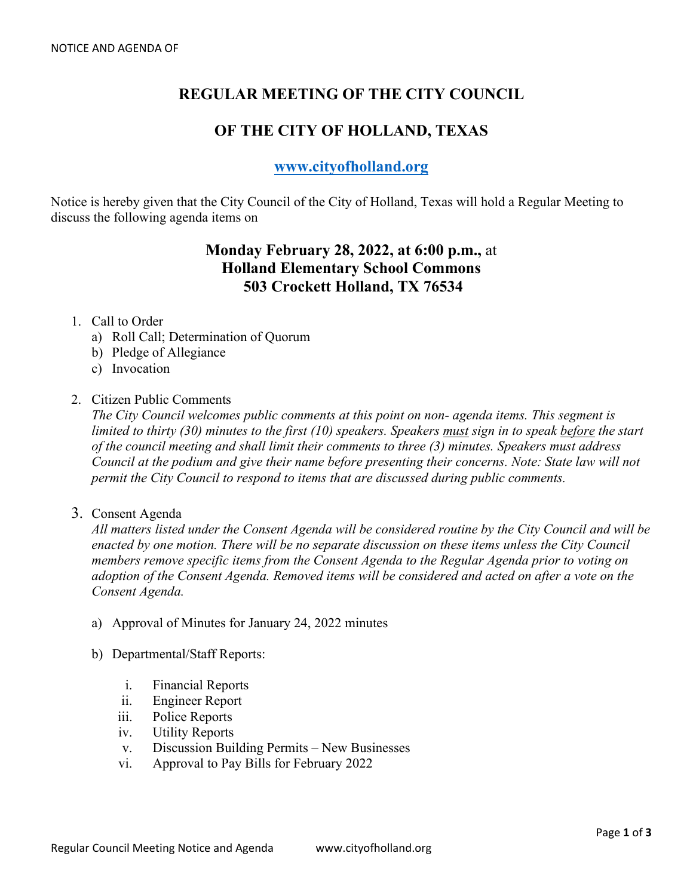NOTICE AND AGENDA OF

# REGULAR MEETING OF THE CITY COUNCIL

# OF THE CITY OF HOLLAND, TEXAS

## [www.cityofholland.org](http://www.cityofholland.org)

Notice is hereby given that the City Council of the City of Holland, Texas will hold a Regular Meeting to discuss the following agenda items on

**Monday February 28, 2022, at 6:00 p.m.,** at
**Holland Elementary School Commons**
**503 Crockett Holland, TX 76534**

1. Call to Order
   a) Roll Call; Determination of Quorum
   b) Pledge of Allegiance
   c) Invocation

2. Citizen Public Comments
   *The City Council welcomes public comments at this point on non- agenda items. This segment is limited to thirty (30) minutes to the first (10) speakers. Speakers <u>must</u> sign in to speak <u>before</u> the start of the council meeting and shall limit their comments to three (3) minutes. Speakers must address Council at the podium and give their name before presenting their concerns. Note: State law will not permit the City Council to respond to items that are discussed during public comments.*

3. Consent Agenda
   *All matters listed under the Consent Agenda will be considered routine by the City Council and will be enacted by one motion. There will be no separate discussion on these items unless the City Council members remove specific items from the Consent Agenda to the Regular Agenda prior to voting on adoption of the Consent Agenda. Removed items will be considered and acted on after a vote on the Consent Agenda.*

   a) Approval of Minutes for January 24, 2022 minutes

   b) Departmental/Staff Reports:

      i. Financial Reports
      ii. Engineer Report
      iii. Police Reports
      iv. Utility Reports
      v. Discussion Building Permits – New Businesses
      vi. Approval to Pay Bills for February 2022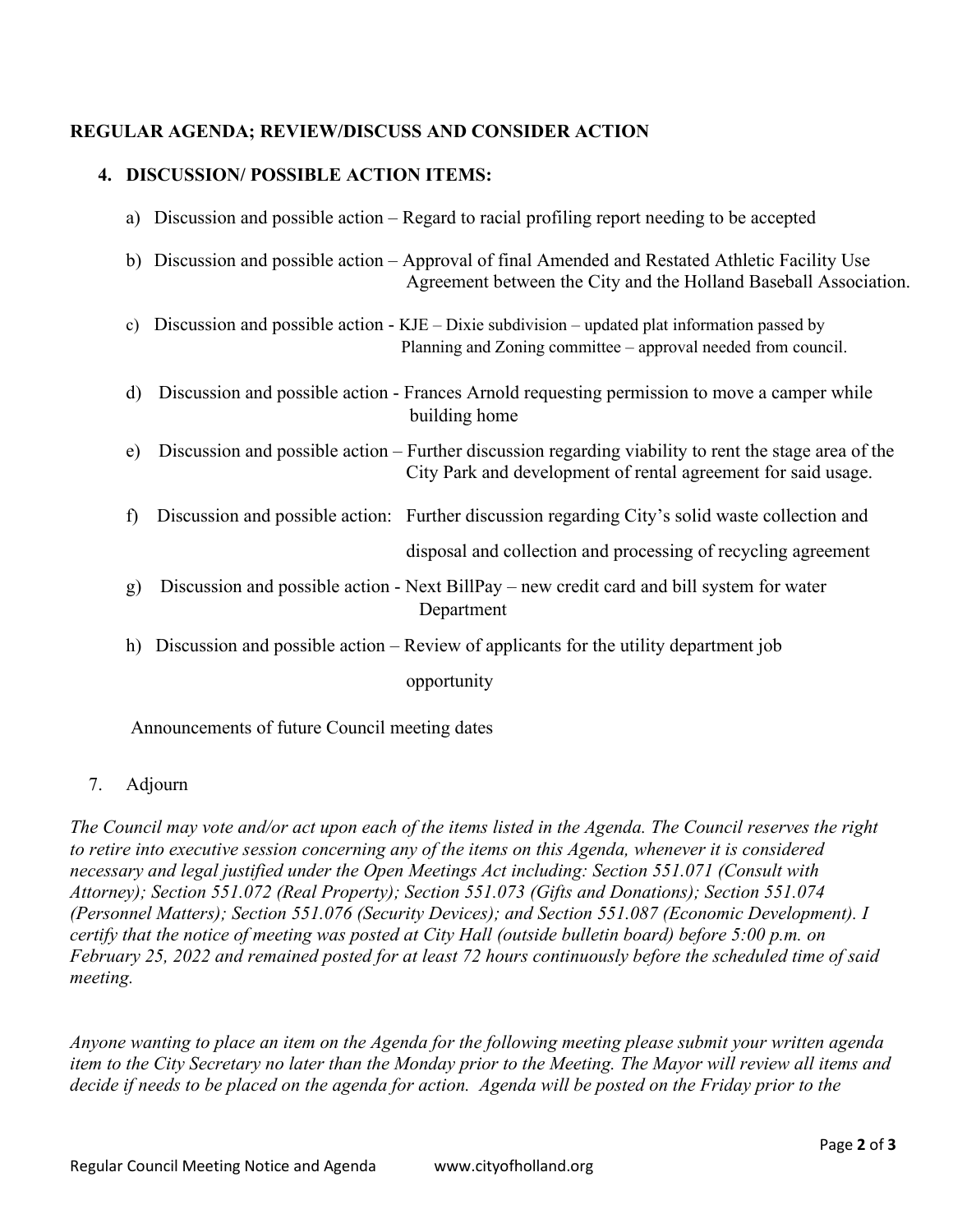**REGULAR AGENDA; REVIEW/DISCUSS AND CONSIDER ACTION**

**4. DISCUSSION/ POSSIBLE ACTION ITEMS:**

a) Discussion and possible action – Regard to racial profiling report needing to be accepted

b) Discussion and possible action – Approval of final Amended and Restated Athletic Facility Use Agreement between the City and the Holland Baseball Association.

c) Discussion and possible action - KJE – Dixie subdivision – updated plat information passed by Planning and Zoning committee – approval needed from council.

d) Discussion and possible action - Frances Arnold requesting permission to move a camper while building home

e) Discussion and possible action – Further discussion regarding viability to rent the stage area of the City Park and development of rental agreement for said usage.

f) Discussion and possible action: Further discussion regarding City's solid waste collection and disposal and collection and processing of recycling agreement

g) Discussion and possible action - Next BillPay – new credit card and bill system for water Department

h) Discussion and possible action – Review of applicants for the utility department job opportunity

Announcements of future Council meeting dates

7. Adjourn

*The Council may vote and/or act upon each of the items listed in the Agenda. The Council reserves the right to retire into executive session concerning any of the items on this Agenda, whenever it is considered necessary and legal justified under the Open Meetings Act including: Section 551.071 (Consult with Attorney); Section 551.072 (Real Property); Section 551.073 (Gifts and Donations); Section 551.074 (Personnel Matters); Section 551.076 (Security Devices); and Section 551.087 (Economic Development). I certify that the notice of meeting was posted at City Hall (outside bulletin board) before 5:00 p.m. on February 25, 2022 and remained posted for at least 72 hours continuously before the scheduled time of said meeting.*

*Anyone wanting to place an item on the Agenda for the following meeting please submit your written agenda item to the City Secretary no later than the Monday prior to the Meeting. The Mayor will review all items and decide if needs to be placed on the agenda for action. Agenda will be posted on the Friday prior to the*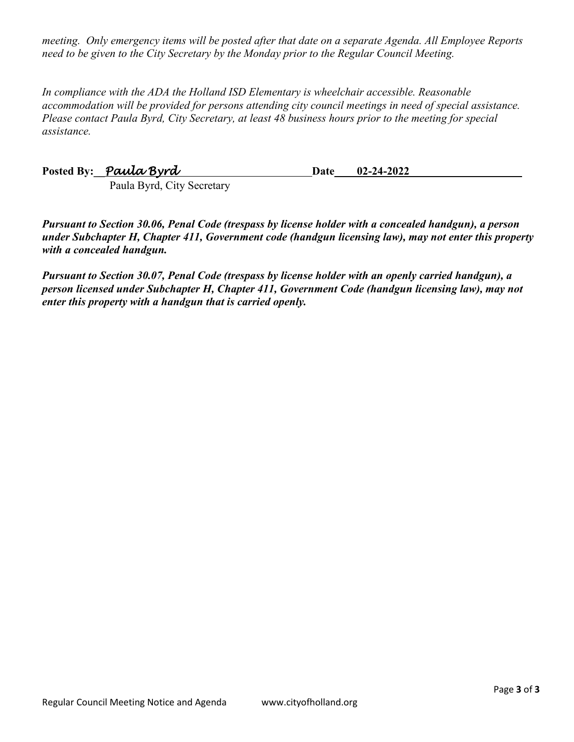*meeting. Only emergency items will be posted after that date on a separate Agenda. All Employee Reports need to be given to the City Secretary by the Monday prior to the Regular Council Meeting.*

*In compliance with the ADA the Holland ISD Elementary is wheelchair accessible. Reasonable accommodation will be provided for persons attending city council meetings in need of special assistance. Please contact Paula Byrd, City Secretary, at least 48 business hours prior to the meeting for special assistance.*

**Posted By:** *Paula Byrd* **Date** **02-24-2022**

Paula Byrd, City Secretary

***Pursuant to Section 30.06, Penal Code (trespass by license holder with a concealed handgun), a person under Subchapter H, Chapter 411, Government code (handgun licensing law), may not enter this property with a concealed handgun.***

***Pursuant to Section 30.07, Penal Code (trespass by license holder with an openly carried handgun), a person licensed under Subchapter H, Chapter 411, Government Code (handgun licensing law), may not enter this property with a handgun that is carried openly.***